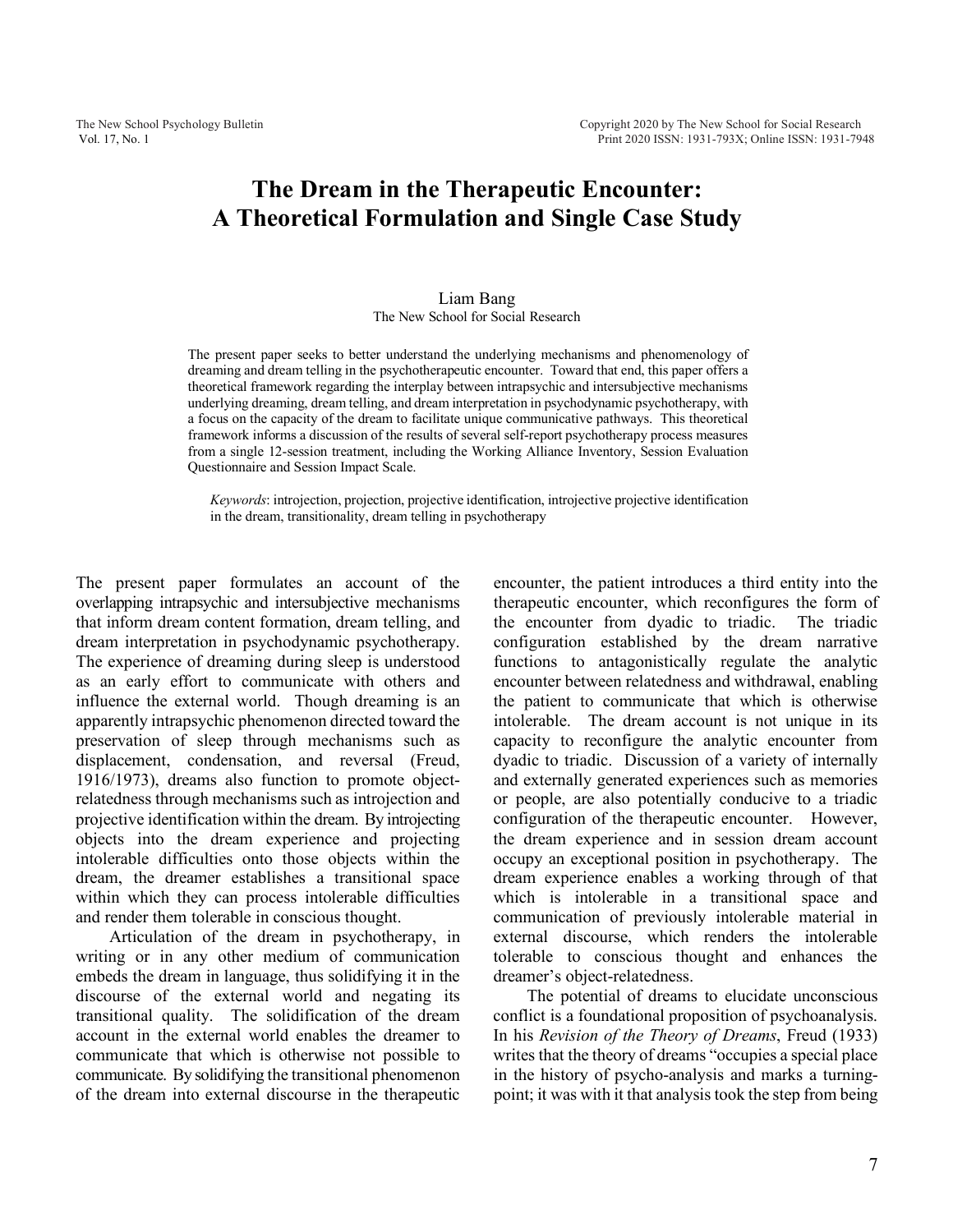# The Dream in the Therapeutic Encounter: A Theoretical Formulation and Single Case Study

Liam Bang
The New School for Social Research

The present paper seeks to better understand the underlying mechanisms and phenomenology of dreaming and dream telling in the psychotherapeutic encounter. Toward that end, this paper offers a theoretical framework regarding the interplay between intrapsychic and intersubjective mechanisms underlying dreaming, dream telling, and dream interpretation in psychodynamic psychotherapy, with a focus on the capacity of the dream to facilitate unique communicative pathways. This theoretical framework informs a discussion of the results of several self-report psychotherapy process measures from a single 12-session treatment, including the Working Alliance Inventory, Session Evaluation Questionnaire and Session Impact Scale.

*Keywords*: introjection, projection, projective identification, introjective projective identification in the dream, transitionality, dream telling in psychotherapy

The present paper formulates an account of the overlapping intrapsychic and intersubjective mechanisms that inform dream content formation, dream telling, and dream interpretation in psychodynamic psychotherapy. The experience of dreaming during sleep is understood as an early effort to communicate with others and influence the external world. Though dreaming is an apparently intrapsychic phenomenon directed toward the preservation of sleep through mechanisms such as displacement, condensation, and reversal (Freud, 1916/1973), dreams also function to promote object-relatedness through mechanisms such as introjection and projective identification within the dream. By introjecting objects into the dream experience and projecting intolerable difficulties onto those objects within the dream, the dreamer establishes a transitional space within which they can process intolerable difficulties and render them tolerable in conscious thought.

Articulation of the dream in psychotherapy, in writing or in any other medium of communication embeds the dream in language, thus solidifying it in the discourse of the external world and negating its transitional quality. The solidification of the dream account in the external world enables the dreamer to communicate that which is otherwise not possible to communicate. By solidifying the transitional phenomenon of the dream into external discourse in the therapeutic encounter, the patient introduces a third entity into the therapeutic encounter, which reconfigures the form of the encounter from dyadic to triadic. The triadic configuration established by the dream narrative functions to antagonistically regulate the analytic encounter between relatedness and withdrawal, enabling the patient to communicate that which is otherwise intolerable. The dream account is not unique in its capacity to reconfigure the analytic encounter from dyadic to triadic. Discussion of a variety of internally and externally generated experiences such as memories or people, are also potentially conducive to a triadic configuration of the therapeutic encounter. However, the dream experience and in session dream account occupy an exceptional position in psychotherapy. The dream experience enables a working through of that which is intolerable in a transitional space and communication of previously intolerable material in external discourse, which renders the intolerable tolerable to conscious thought and enhances the dreamer's object-relatedness.

The potential of dreams to elucidate unconscious conflict is a foundational proposition of psychoanalysis. In his *Revision of the Theory of Dreams*, Freud (1933) writes that the theory of dreams "occupies a special place in the history of psycho-analysis and marks a turning-point; it was with it that analysis took the step from being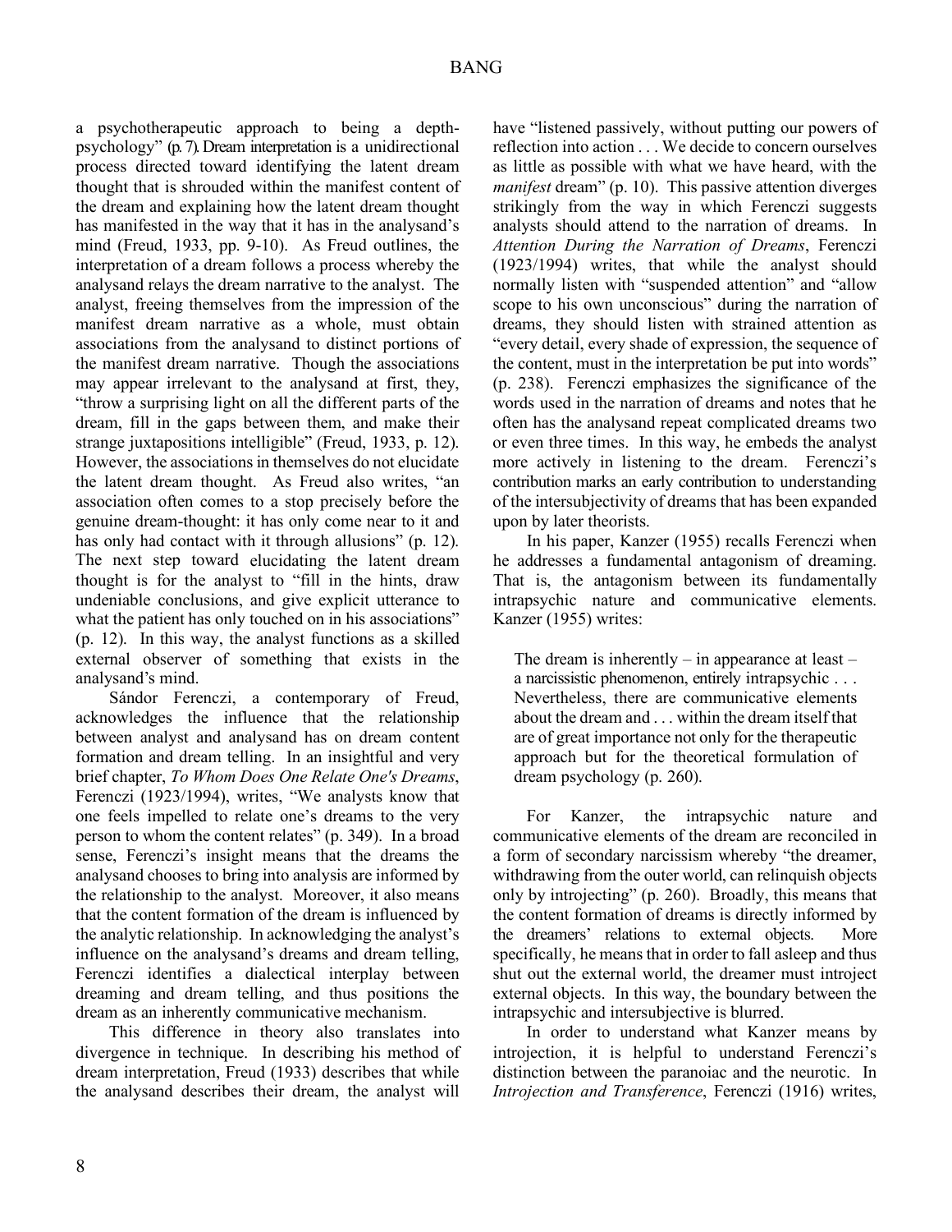a psychotherapeutic approach to being a depth-psychology" (p. 7). Dream interpretation is a unidirectional process directed toward identifying the latent dream thought that is shrouded within the manifest content of the dream and explaining how the latent dream thought has manifested in the way that it has in the analysand's mind (Freud, 1933, pp. 9-10). As Freud outlines, the interpretation of a dream follows a process whereby the analysand relays the dream narrative to the analyst. The analyst, freeing themselves from the impression of the manifest dream narrative as a whole, must obtain associations from the analysand to distinct portions of the manifest dream narrative. Though the associations may appear irrelevant to the analysand at first, they, "throw a surprising light on all the different parts of the dream, fill in the gaps between them, and make their strange juxtapositions intelligible" (Freud, 1933, p. 12). However, the associations in themselves do not elucidate the latent dream thought. As Freud also writes, "an association often comes to a stop precisely before the genuine dream-thought: it has only come near to it and has only had contact with it through allusions" (p. 12). The next step toward elucidating the latent dream thought is for the analyst to "fill in the hints, draw undeniable conclusions, and give explicit utterance to what the patient has only touched on in his associations" (p. 12). In this way, the analyst functions as a skilled external observer of something that exists in the analysand's mind.

Sándor Ferenczi, a contemporary of Freud, acknowledges the influence that the relationship between analyst and analysand has on dream content formation and dream telling. In an insightful and very brief chapter, *To Whom Does One Relate One's Dreams*, Ferenczi (1923/1994), writes, "We analysts know that one feels impelled to relate one's dreams to the very person to whom the content relates" (p. 349). In a broad sense, Ferenczi's insight means that the dreams the analysand chooses to bring into analysis are informed by the relationship to the analyst. Moreover, it also means that the content formation of the dream is influenced by the analytic relationship. In acknowledging the analyst's influence on the analysand's dreams and dream telling, Ferenczi identifies a dialectical interplay between dreaming and dream telling, and thus positions the dream as an inherently communicative mechanism.

This difference in theory also translates into divergence in technique. In describing his method of dream interpretation, Freud (1933) describes that while the analysand describes their dream, the analyst will have "listened passively, without putting our powers of reflection into action . . . We decide to concern ourselves as little as possible with what we have heard, with the *manifest* dream" (p. 10). This passive attention diverges strikingly from the way in which Ferenczi suggests analysts should attend to the narration of dreams. In *Attention During the Narration of Dreams*, Ferenczi (1923/1994) writes, that while the analyst should normally listen with "suspended attention" and "allow scope to his own unconscious" during the narration of dreams, they should listen with strained attention as "every detail, every shade of expression, the sequence of the content, must in the interpretation be put into words" (p. 238). Ferenczi emphasizes the significance of the words used in the narration of dreams and notes that he often has the analysand repeat complicated dreams two or even three times. In this way, he embeds the analyst more actively in listening to the dream. Ferenczi's contribution marks an early contribution to understanding of the intersubjectivity of dreams that has been expanded upon by later theorists.

In his paper, Kanzer (1955) recalls Ferenczi when he addresses a fundamental antagonism of dreaming. That is, the antagonism between its fundamentally intrapsychic nature and communicative elements. Kanzer (1955) writes:

> The dream is inherently – in appearance at least – a narcissistic phenomenon, entirely intrapsychic . . . Nevertheless, there are communicative elements about the dream and . . . within the dream itself that are of great importance not only for the therapeutic approach but for the theoretical formulation of dream psychology (p. 260).

For Kanzer, the intrapsychic nature and communicative elements of the dream are reconciled in a form of secondary narcissism whereby "the dreamer, withdrawing from the outer world, can relinquish objects only by introjecting" (p. 260). Broadly, this means that the content formation of dreams is directly informed by the dreamers' relations to external objects. More specifically, he means that in order to fall asleep and thus shut out the external world, the dreamer must introject external objects. In this way, the boundary between the intrapsychic and intersubjective is blurred.

In order to understand what Kanzer means by introjection, it is helpful to understand Ferenczi's distinction between the paranoiac and the neurotic. In *Introjection and Transference*, Ferenczi (1916) writes,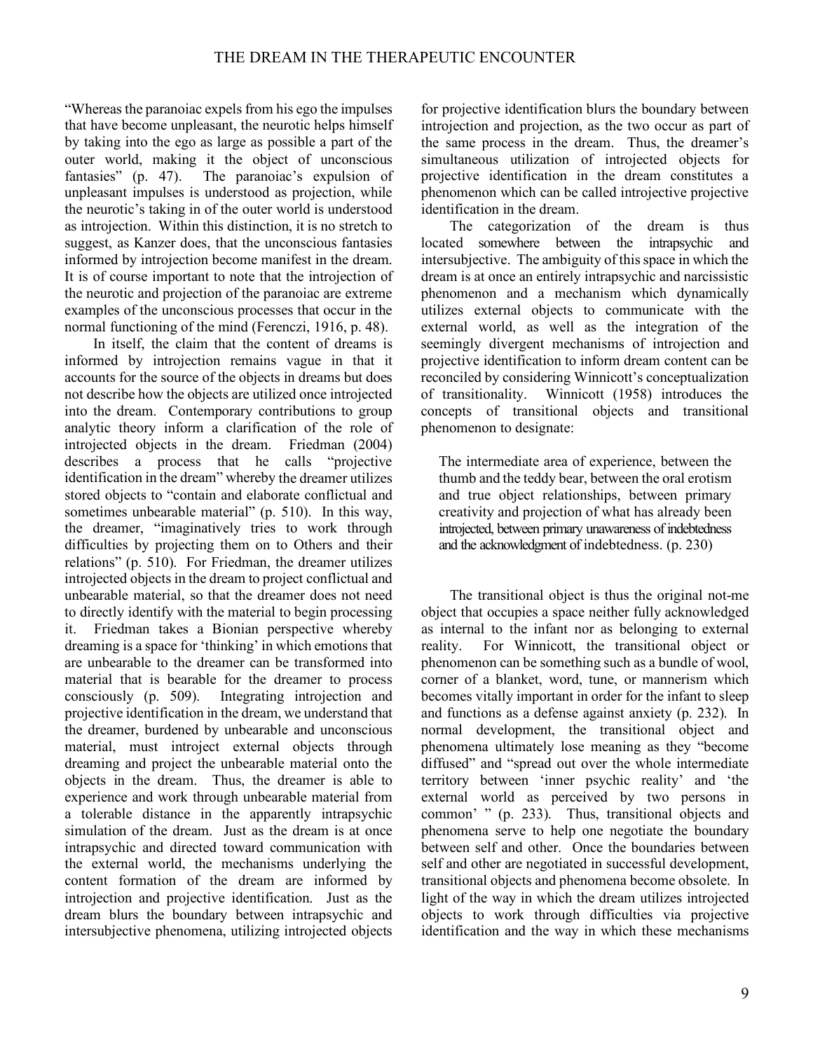"Whereas the paranoiac expels from his ego the impulses that have become unpleasant, the neurotic helps himself by taking into the ego as large as possible a part of the outer world, making it the object of unconscious fantasies" (p. 47). The paranoiac's expulsion of unpleasant impulses is understood as projection, while the neurotic's taking in of the outer world is understood as introjection. Within this distinction, it is no stretch to suggest, as Kanzer does, that the unconscious fantasies informed by introjection become manifest in the dream. It is of course important to note that the introjection of the neurotic and projection of the paranoiac are extreme examples of the unconscious processes that occur in the normal functioning of the mind (Ferenczi, 1916, p. 48).

In itself, the claim that the content of dreams is informed by introjection remains vague in that it accounts for the source of the objects in dreams but does not describe how the objects are utilized once introjected into the dream. Contemporary contributions to group analytic theory inform a clarification of the role of introjected objects in the dream. Friedman (2004) describes a process that he calls "projective identification in the dream" whereby the dreamer utilizes stored objects to "contain and elaborate conflictual and sometimes unbearable material" (p. 510). In this way, the dreamer, "imaginatively tries to work through difficulties by projecting them on to Others and their relations" (p. 510). For Friedman, the dreamer utilizes introjected objects in the dream to project conflictual and unbearable material, so that the dreamer does not need to directly identify with the material to begin processing it. Friedman takes a Bionian perspective whereby dreaming is a space for 'thinking' in which emotions that are unbearable to the dreamer can be transformed into material that is bearable for the dreamer to process consciously (p. 509). Integrating introjection and projective identification in the dream, we understand that the dreamer, burdened by unbearable and unconscious material, must introject external objects through dreaming and project the unbearable material onto the objects in the dream. Thus, the dreamer is able to experience and work through unbearable material from a tolerable distance in the apparently intrapsychic simulation of the dream. Just as the dream is at once intrapsychic and directed toward communication with the external world, the mechanisms underlying the content formation of the dream are informed by introjection and projective identification. Just as the dream blurs the boundary between intrapsychic and intersubjective phenomena, utilizing introjected objects for projective identification blurs the boundary between introjection and projection, as the two occur as part of the same process in the dream. Thus, the dreamer's simultaneous utilization of introjected objects for projective identification in the dream constitutes a phenomenon which can be called introjective projective identification in the dream.

The categorization of the dream is thus located somewhere between the intrapsychic and intersubjective. The ambiguity of this space in which the dream is at once an entirely intrapsychic and narcissistic phenomenon and a mechanism which dynamically utilizes external objects to communicate with the external world, as well as the integration of the seemingly divergent mechanisms of introjection and projective identification to inform dream content can be reconciled by considering Winnicott's conceptualization of transitionality. Winnicott (1958) introduces the concepts of transitional objects and transitional phenomenon to designate:

> The intermediate area of experience, between the thumb and the teddy bear, between the oral erotism and true object relationships, between primary creativity and projection of what has already been introjected, between primary unawareness of indebtedness and the acknowledgment of indebtedness. (p. 230)

The transitional object is thus the original not-me object that occupies a space neither fully acknowledged as internal to the infant nor as belonging to external reality. For Winnicott, the transitional object or phenomenon can be something such as a bundle of wool, corner of a blanket, word, tune, or mannerism which becomes vitally important in order for the infant to sleep and functions as a defense against anxiety (p. 232). In normal development, the transitional object and phenomena ultimately lose meaning as they "become diffused" and "spread out over the whole intermediate territory between 'inner psychic reality' and 'the external world as perceived by two persons in common' " (p. 233). Thus, transitional objects and phenomena serve to help one negotiate the boundary between self and other. Once the boundaries between self and other are negotiated in successful development, transitional objects and phenomena become obsolete. In light of the way in which the dream utilizes introjected objects to work through difficulties via projective identification and the way in which these mechanisms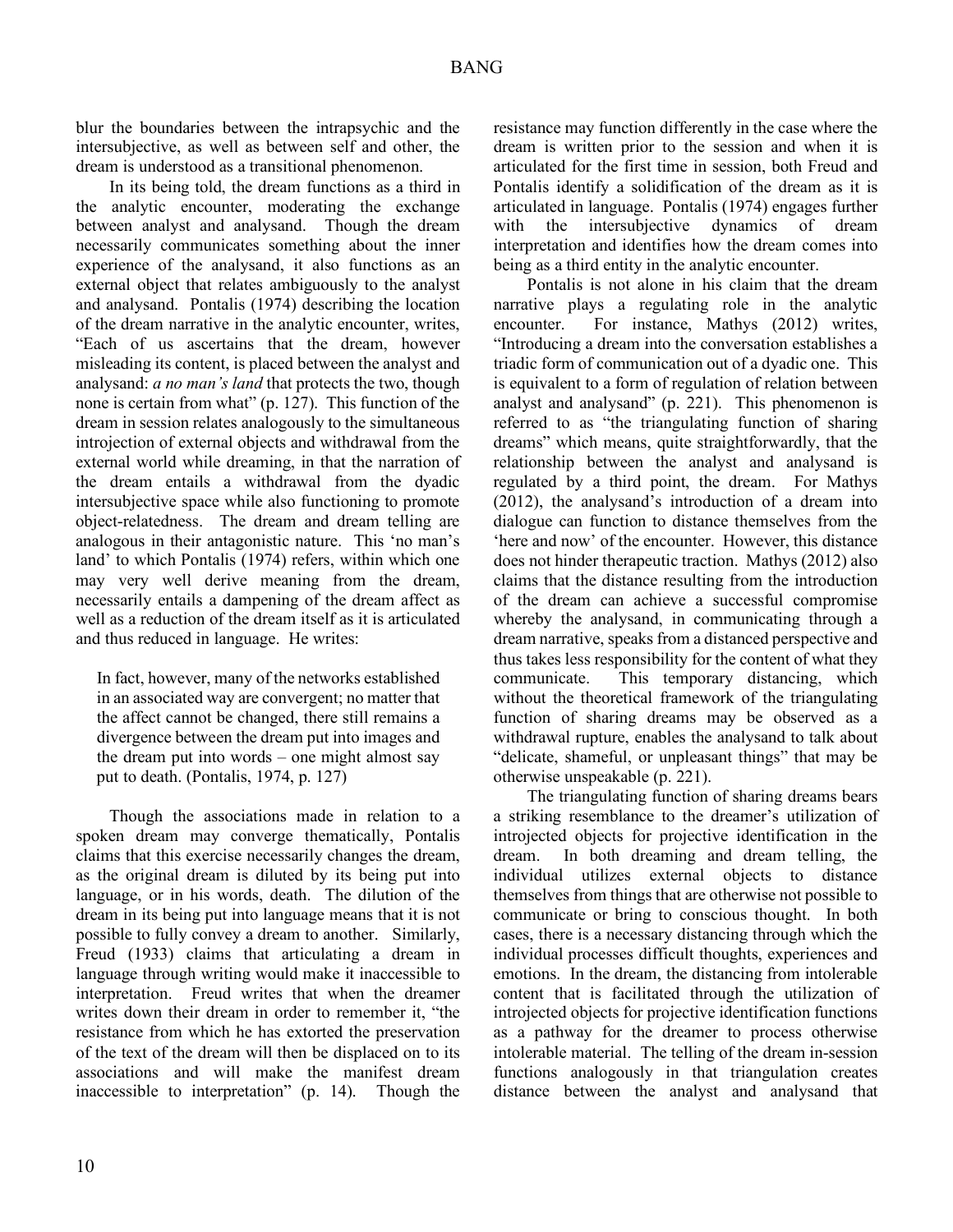blur the boundaries between the intrapsychic and the intersubjective, as well as between self and other, the dream is understood as a transitional phenomenon.

In its being told, the dream functions as a third in the analytic encounter, moderating the exchange between analyst and analysand. Though the dream necessarily communicates something about the inner experience of the analysand, it also functions as an external object that relates ambiguously to the analyst and analysand. Pontalis (1974) describing the location of the dream narrative in the analytic encounter, writes, "Each of us ascertains that the dream, however misleading its content, is placed between the analyst and analysand: *a no man's land* that protects the two, though none is certain from what" (p. 127). This function of the dream in session relates analogously to the simultaneous introjection of external objects and withdrawal from the external world while dreaming, in that the narration of the dream entails a withdrawal from the dyadic intersubjective space while also functioning to promote object-relatedness. The dream and dream telling are analogous in their antagonistic nature. This 'no man's land' to which Pontalis (1974) refers, within which one may very well derive meaning from the dream, necessarily entails a dampening of the dream affect as well as a reduction of the dream itself as it is articulated and thus reduced in language. He writes:

> In fact, however, many of the networks established in an associated way are convergent; no matter that the affect cannot be changed, there still remains a divergence between the dream put into images and the dream put into words – one might almost say put to death. (Pontalis, 1974, p. 127)

Though the associations made in relation to a spoken dream may converge thematically, Pontalis claims that this exercise necessarily changes the dream, as the original dream is diluted by its being put into language, or in his words, death. The dilution of the dream in its being put into language means that it is not possible to fully convey a dream to another. Similarly, Freud (1933) claims that articulating a dream in language through writing would make it inaccessible to interpretation. Freud writes that when the dreamer writes down their dream in order to remember it, "the resistance from which he has extorted the preservation of the text of the dream will then be displaced on to its associations and will make the manifest dream inaccessible to interpretation" (p. 14). Though the resistance may function differently in the case where the dream is written prior to the session and when it is articulated for the first time in session, both Freud and Pontalis identify a solidification of the dream as it is articulated in language. Pontalis (1974) engages further with the intersubjective dynamics of dream interpretation and identifies how the dream comes into being as a third entity in the analytic encounter.

Pontalis is not alone in his claim that the dream narrative plays a regulating role in the analytic encounter. For instance, Mathys (2012) writes, "Introducing a dream into the conversation establishes a triadic form of communication out of a dyadic one. This is equivalent to a form of regulation of relation between analyst and analysand" (p. 221). This phenomenon is referred to as "the triangulating function of sharing dreams" which means, quite straightforwardly, that the relationship between the analyst and analysand is regulated by a third point, the dream. For Mathys (2012), the analysand's introduction of a dream into dialogue can function to distance themselves from the 'here and now' of the encounter. However, this distance does not hinder therapeutic traction. Mathys (2012) also claims that the distance resulting from the introduction of the dream can achieve a successful compromise whereby the analysand, in communicating through a dream narrative, speaks from a distanced perspective and thus takes less responsibility for the content of what they communicate. This temporary distancing, which without the theoretical framework of the triangulating function of sharing dreams may be observed as a withdrawal rupture, enables the analysand to talk about "delicate, shameful, or unpleasant things" that may be otherwise unspeakable (p. 221).

The triangulating function of sharing dreams bears a striking resemblance to the dreamer's utilization of introjected objects for projective identification in the dream. In both dreaming and dream telling, the individual utilizes external objects to distance themselves from things that are otherwise not possible to communicate or bring to conscious thought. In both cases, there is a necessary distancing through which the individual processes difficult thoughts, experiences and emotions. In the dream, the distancing from intolerable content that is facilitated through the utilization of introjected objects for projective identification functions as a pathway for the dreamer to process otherwise intolerable material. The telling of the dream in-session functions analogously in that triangulation creates distance between the analyst and analysand that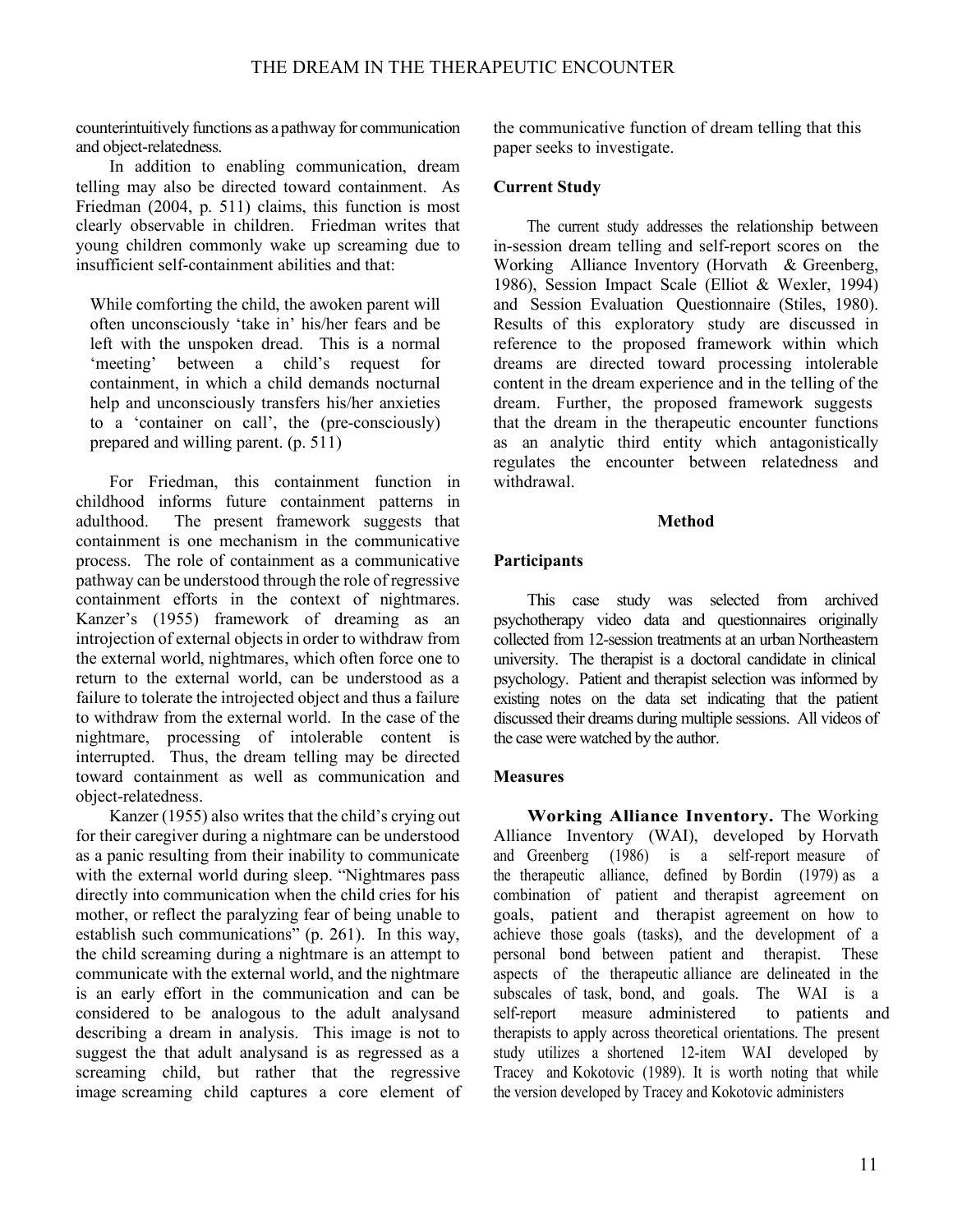counterintuitively functions as a pathway for communication and object-relatedness.

In addition to enabling communication, dream telling may also be directed toward containment. As Friedman (2004, p. 511) claims, this function is most clearly observable in children. Friedman writes that young children commonly wake up screaming due to insufficient self-containment abilities and that:

> While comforting the child, the awoken parent will often unconsciously 'take in' his/her fears and be left with the unspoken dread. This is a normal 'meeting' between a child's request for containment, in which a child demands nocturnal help and unconsciously transfers his/her anxieties to a 'container on call', the (pre-consciously) prepared and willing parent. (p. 511)

For Friedman, this containment function in childhood informs future containment patterns in adulthood. The present framework suggests that containment is one mechanism in the communicative process. The role of containment as a communicative pathway can be understood through the role of regressive containment efforts in the context of nightmares. Kanzer's (1955) framework of dreaming as an introjection of external objects in order to withdraw from the external world, nightmares, which often force one to return to the external world, can be understood as a failure to tolerate the introjected object and thus a failure to withdraw from the external world. In the case of the nightmare, processing of intolerable content is interrupted. Thus, the dream telling may be directed toward containment as well as communication and object-relatedness.

Kanzer (1955) also writes that the child's crying out for their caregiver during a nightmare can be understood as a panic resulting from their inability to communicate with the external world during sleep. "Nightmares pass directly into communication when the child cries for his mother, or reflect the paralyzing fear of being unable to establish such communications" (p. 261). In this way, the child screaming during a nightmare is an attempt to communicate with the external world, and the nightmare is an early effort in the communication and can be considered to be analogous to the adult analysand describing a dream in analysis. This image is not to suggest the that adult analysand is as regressed as a screaming child, but rather that the regressive image screaming child captures a core element of the communicative function of dream telling that this paper seeks to investigate.

### Current Study

The current study addresses the relationship between in-session dream telling and self-report scores on the Working Alliance Inventory (Horvath & Greenberg, 1986), Session Impact Scale (Elliot & Wexler, 1994) and Session Evaluation Questionnaire (Stiles, 1980). Results of this exploratory study are discussed in reference to the proposed framework within which dreams are directed toward processing intolerable content in the dream experience and in the telling of the dream. Further, the proposed framework suggests that the dream in the therapeutic encounter functions as an analytic third entity which antagonistically regulates the encounter between relatedness and withdrawal.

## Method

### Participants

This case study was selected from archived psychotherapy video data and questionnaires originally collected from 12-session treatments at an urban Northeastern university. The therapist is a doctoral candidate in clinical psychology. Patient and therapist selection was informed by existing notes on the data set indicating that the patient discussed their dreams during multiple sessions. All videos of the case were watched by the author.

### Measures

**Working Alliance Inventory.** The Working Alliance Inventory (WAI), developed by Horvath and Greenberg (1986) is a self-report measure of the therapeutic alliance, defined by Bordin (1979) as a combination of patient and therapist agreement on goals, patient and therapist agreement on how to achieve those goals (tasks), and the development of a personal bond between patient and therapist. These aspects of the therapeutic alliance are delineated in the subscales of task, bond, and goals. The WAI is a self-report measure administered to patients and therapists to apply across theoretical orientations. The present study utilizes a shortened 12-item WAI developed by Tracey and Kokotovic (1989). It is worth noting that while the version developed by Tracey and Kokotovic administers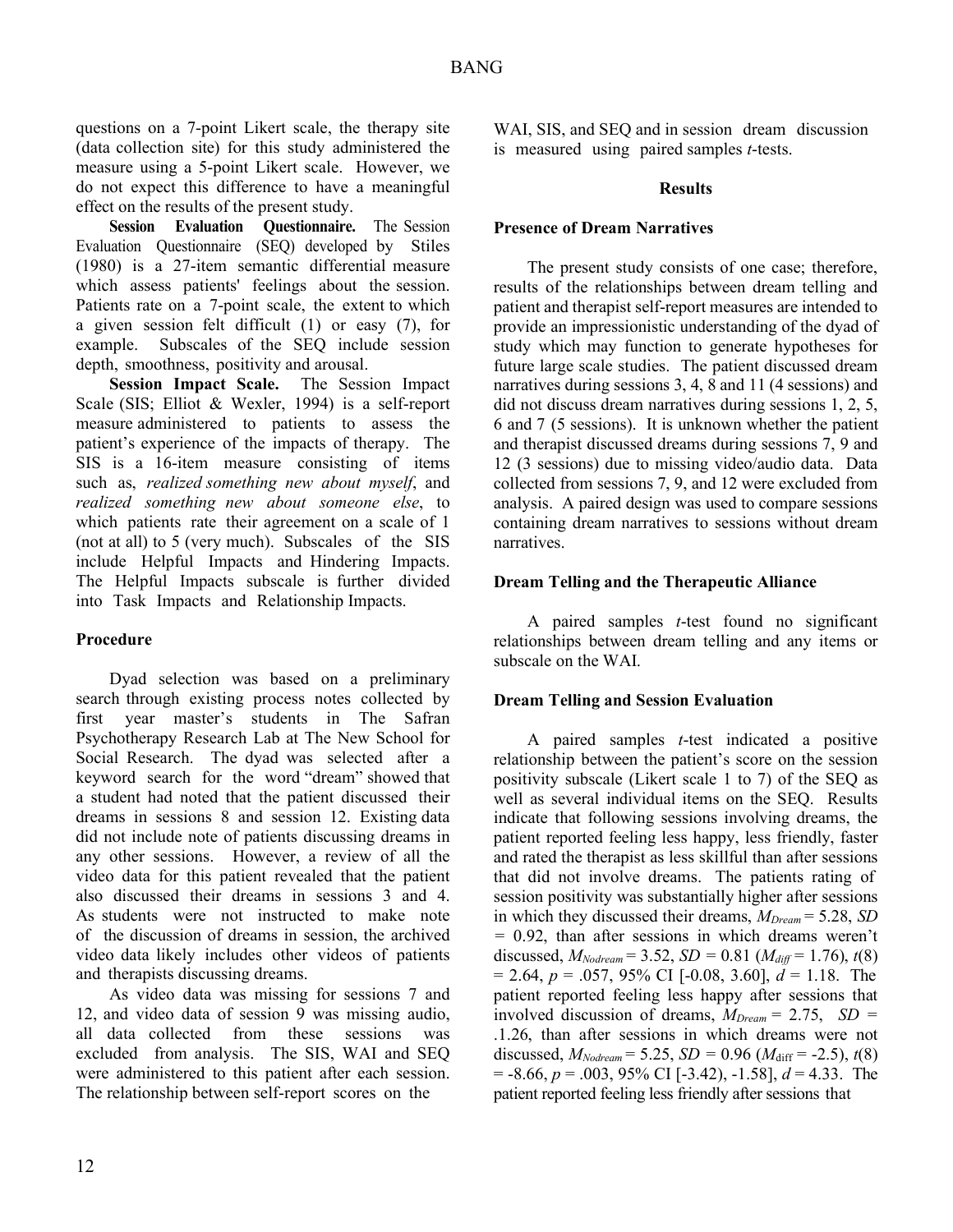questions on a 7-point Likert scale, the therapy site (data collection site) for this study administered the measure using a 5-point Likert scale. However, we do not expect this difference to have a meaningful effect on the results of the present study.

**Session Evaluation Questionnaire.** The Session Evaluation Questionnaire (SEQ) developed by Stiles (1980) is a 27-item semantic differential measure which assess patients' feelings about the session. Patients rate on a 7-point scale, the extent to which a given session felt difficult (1) or easy (7), for example. Subscales of the SEQ include session depth, smoothness, positivity and arousal.

**Session Impact Scale.** The Session Impact Scale (SIS; Elliot & Wexler, 1994) is a self-report measure administered to patients to assess the patient's experience of the impacts of therapy. The SIS is a 16-item measure consisting of items such as, *realized something new about myself*, and *realized something new about someone else*, to which patients rate their agreement on a scale of 1 (not at all) to 5 (very much). Subscales of the SIS include Helpful Impacts and Hindering Impacts. The Helpful Impacts subscale is further divided into Task Impacts and Relationship Impacts.

## Procedure

Dyad selection was based on a preliminary search through existing process notes collected by first year master's students in The Safran Psychotherapy Research Lab at The New School for Social Research. The dyad was selected after a keyword search for the word "dream" showed that a student had noted that the patient discussed their dreams in sessions 8 and session 12. Existing data did not include note of patients discussing dreams in any other sessions. However, a review of all the video data for this patient revealed that the patient also discussed their dreams in sessions 3 and 4. As students were not instructed to make note of the discussion of dreams in session, the archived video data likely includes other videos of patients and therapists discussing dreams.

As video data was missing for sessions 7 and 12, and video data of session 9 was missing audio, all data collected from these sessions was excluded from analysis. The SIS, WAI and SEQ were administered to this patient after each session. The relationship between self-report scores on the WAI, SIS, and SEQ and in session dream discussion is measured using paired samples *t*-tests.

# Results

## Presence of Dream Narratives

The present study consists of one case; therefore, results of the relationships between dream telling and patient and therapist self-report measures are intended to provide an impressionistic understanding of the dyad of study which may function to generate hypotheses for future large scale studies. The patient discussed dream narratives during sessions 3, 4, 8 and 11 (4 sessions) and did not discuss dream narratives during sessions 1, 2, 5, 6 and 7 (5 sessions). It is unknown whether the patient and therapist discussed dreams during sessions 7, 9 and 12 (3 sessions) due to missing video/audio data. Data collected from sessions 7, 9, and 12 were excluded from analysis. A paired design was used to compare sessions containing dream narratives to sessions without dream narratives.

## Dream Telling and the Therapeutic Alliance

A paired samples *t*-test found no significant relationships between dream telling and any items or subscale on the WAI.

## Dream Telling and Session Evaluation

A paired samples *t*-test indicated a positive relationship between the patient's score on the session positivity subscale (Likert scale 1 to 7) of the SEQ as well as several individual items on the SEQ. Results indicate that following sessions involving dreams, the patient reported feeling less happy, less friendly, faster and rated the therapist as less skillful than after sessions that did not involve dreams. The patients rating of session positivity was substantially higher after sessions in which they discussed their dreams, $M_{Dream} = 5.28$, $SD = 0.92$, than after sessions in which dreams weren't discussed, $M_{Nodream} = 3.52$, $SD = 0.81$ ($M_{diff} = 1.76$), $t(8) = 2.64$, $p = .057$, 95% CI [-0.08, 3.60], $d = 1.18$. The patient reported feeling less happy after sessions that involved discussion of dreams, $M_{Dream} = 2.75$, $SD = .1.26$, than after sessions in which dreams were not discussed, $M_{Nodream} = 5.25$, $SD = 0.96$ ($M_{diff} = -2.5$), $t(8) = -8.66$, $p = .003$, 95% CI [-3.42), -1.58], $d = 4.33$. The patient reported feeling less friendly after sessions that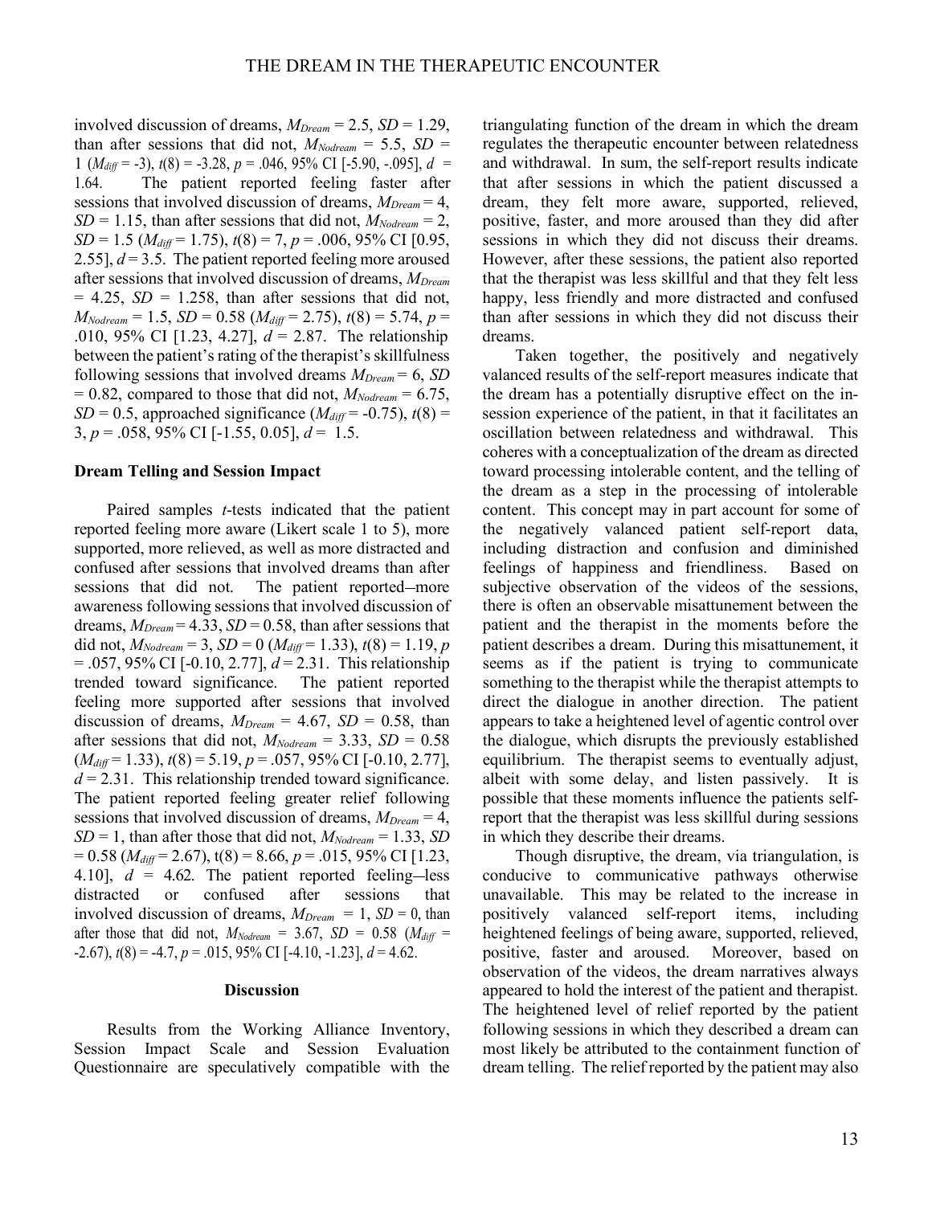involved discussion of dreams, $M_{Dream} = 2.5$, $SD = 1.29$, than after sessions that did not, $M_{Nodream} = 5.5$, $SD = 1$ ($M_{diff} = -3$), $t(8) = -3.28$, $p = .046$, 95% CI [-5.90, -.095], $d = 1.64$. The patient reported feeling faster after sessions that involved discussion of dreams, $M_{Dream} = 4$, $SD = 1.15$, than after sessions that did not, $M_{Nodream} = 2$, $SD = 1.5$ ($M_{diff} = 1.75$), $t(8) = 7$, $p = .006$, 95% CI [0.95, 2.55], $d = 3.5$. The patient reported feeling more aroused after sessions that involved discussion of dreams, $M_{Dream} = 4.25$, $SD = 1.258$, than after sessions that did not, $M_{Nodream} = 1.5$, $SD = 0.58$ ($M_{diff} = 2.75$), $t(8) = 5.74$, $p = .010$, 95% CI [1.23, 4.27], $d = 2.87$. The relationship between the patient's rating of the therapist's skillfulness following sessions that involved dreams $M_{Dream} = 6$, $SD = 0.82$, compared to those that did not, $M_{Nodream} = 6.75$, $SD = 0.5$, approached significance ($M_{diff} = -0.75$), $t(8) = 3$, $p = .058$, 95% CI [-1.55, 0.05], $d = 1.5$.

**Dream Telling and Session Impact**

Paired samples *t*-tests indicated that the patient reported feeling more aware (Likert scale 1 to 5), more supported, more relieved, as well as more distracted and confused after sessions that involved dreams than after sessions that did not. The patient reported more awareness following sessions that involved discussion of dreams, $M_{Dream} = 4.33$, $SD = 0.58$, than after sessions that did not, $M_{Nodream} = 3$, $SD = 0$ ($M_{diff} = 1.33$), $t(8) = 1.19$, $p = .057$, 95% CI [-0.10, 2.77], $d = 2.31$. This relationship trended toward significance. The patient reported feeling more supported after sessions that involved discussion of dreams, $M_{Dream} = 4.67$, $SD = 0.58$, than after sessions that did not, $M_{Nodream} = 3.33$, $SD = 0.58$ ($M_{diff} = 1.33$), $t(8) = 5.19$, $p = .057$, 95% CI [-0.10, 2.77], $d = 2.31$. This relationship trended toward significance. The patient reported feeling greater relief following sessions that involved discussion of dreams, $M_{Dream} = 4$, $SD = 1$, than after those that did not, $M_{Nodream} = 1.33$, $SD = 0.58$ ($M_{diff} = 2.67$), $t(8) = 8.66$, $p = .015$, 95% CI [1.23, 4.10], $d = 4.62$. The patient reported feeling less distracted or confused after sessions that involved discussion of dreams, $M_{Dream} = 1$, $SD = 0$, than after those that did not, $M_{Nodream} = 3.67$, $SD = 0.58$ ($M_{diff} = -2.67$), $t(8) = -4.7$, $p = .015$, 95% CI [-4.10, -1.23], $d = 4.62$.

## Discussion

Results from the Working Alliance Inventory, Session Impact Scale and Session Evaluation Questionnaire are speculatively compatible with the triangulating function of the dream in which the dream regulates the therapeutic encounter between relatedness and withdrawal. In sum, the self-report results indicate that after sessions in which the patient discussed a dream, they felt more aware, supported, relieved, positive, faster, and more aroused than they did after sessions in which they did not discuss their dreams. However, after these sessions, the patient also reported that the therapist was less skillful and that they felt less happy, less friendly and more distracted and confused than after sessions in which they did not discuss their dreams.

Taken together, the positively and negatively valanced results of the self-report measures indicate that the dream has a potentially disruptive effect on the in-session experience of the patient, in that it facilitates an oscillation between relatedness and withdrawal. This coheres with a conceptualization of the dream as directed toward processing intolerable content, and the telling of the dream as a step in the processing of intolerable content. This concept may in part account for some of the negatively valanced patient self-report data, including distraction and confusion and diminished feelings of happiness and friendliness. Based on subjective observation of the videos of the sessions, there is often an observable misattunement between the patient and the therapist in the moments before the patient describes a dream. During this misattunement, it seems as if the patient is trying to communicate something to the therapist while the therapist attempts to direct the dialogue in another direction. The patient appears to take a heightened level of agentic control over the dialogue, which disrupts the previously established equilibrium. The therapist seems to eventually adjust, albeit with some delay, and listen passively. It is possible that these moments influence the patients self-report that the therapist was less skillful during sessions in which they describe their dreams.

Though disruptive, the dream, via triangulation, is conducive to communicative pathways otherwise unavailable. This may be related to the increase in positively valanced self-report items, including heightened feelings of being aware, supported, relieved, positive, faster and aroused. Moreover, based on observation of the videos, the dream narratives always appeared to hold the interest of the patient and therapist. The heightened level of relief reported by the patient following sessions in which they described a dream can most likely be attributed to the containment function of dream telling. The relief reported by the patient may also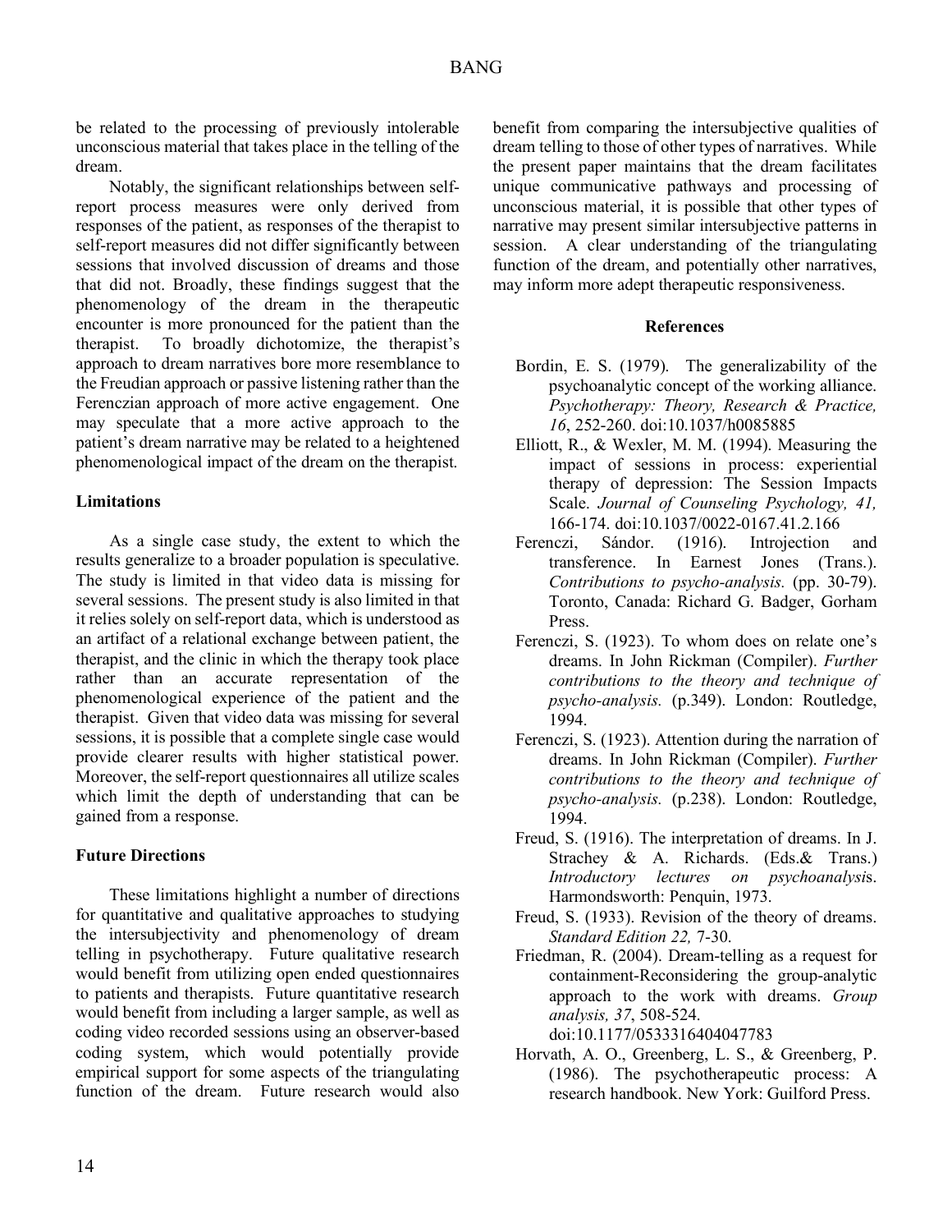be related to the processing of previously intolerable unconscious material that takes place in the telling of the dream.

Notably, the significant relationships between self-report process measures were only derived from responses of the patient, as responses of the therapist to self-report measures did not differ significantly between sessions that involved discussion of dreams and those that did not. Broadly, these findings suggest that the phenomenology of the dream in the therapeutic encounter is more pronounced for the patient than the therapist. To broadly dichotomize, the therapist's approach to dream narratives bore more resemblance to the Freudian approach or passive listening rather than the Ferenczian approach of more active engagement. One may speculate that a more active approach to the patient's dream narrative may be related to a heightened phenomenological impact of the dream on the therapist.

### Limitations

As a single case study, the extent to which the results generalize to a broader population is speculative. The study is limited in that video data is missing for several sessions. The present study is also limited in that it relies solely on self-report data, which is understood as an artifact of a relational exchange between patient, the therapist, and the clinic in which the therapy took place rather than an accurate representation of the phenomenological experience of the patient and the therapist. Given that video data was missing for several sessions, it is possible that a complete single case would provide clearer results with higher statistical power. Moreover, the self-report questionnaires all utilize scales which limit the depth of understanding that can be gained from a response.

### Future Directions

These limitations highlight a number of directions for quantitative and qualitative approaches to studying the intersubjectivity and phenomenology of dream telling in psychotherapy. Future qualitative research would benefit from utilizing open ended questionnaires to patients and therapists. Future quantitative research would benefit from including a larger sample, as well as coding video recorded sessions using an observer-based coding system, which would potentially provide empirical support for some aspects of the triangulating function of the dream. Future research would also benefit from comparing the intersubjective qualities of dream telling to those of other types of narratives. While the present paper maintains that the dream facilitates unique communicative pathways and processing of unconscious material, it is possible that other types of narrative may present similar intersubjective patterns in session. A clear understanding of the triangulating function of the dream, and potentially other narratives, may inform more adept therapeutic responsiveness.

## References

Bordin, E. S. (1979). The generalizability of the psychoanalytic concept of the working alliance. *Psychotherapy: Theory, Research & Practice, 16*, 252-260. doi:10.1037/h0085885

Elliott, R., & Wexler, M. M. (1994). Measuring the impact of sessions in process: experiential therapy of depression: The Session Impacts Scale. *Journal of Counseling Psychology, 41,* 166-174. doi:10.1037/0022-0167.41.2.166

Ferenczi, Sándor. (1916). Introjection and transference. In Earnest Jones (Trans.). *Contributions to psycho-analysis.* (pp. 30-79). Toronto, Canada: Richard G. Badger, Gorham Press.

Ferenczi, S. (1923). To whom does on relate one's dreams. In John Rickman (Compiler). *Further contributions to the theory and technique of psycho-analysis.* (p.349). London: Routledge, 1994.

Ferenczi, S. (1923). Attention during the narration of dreams. In John Rickman (Compiler). *Further contributions to the theory and technique of psycho-analysis.* (p.238). London: Routledge, 1994.

Freud, S. (1916). The interpretation of dreams. In J. Strachey & A. Richards. (Eds.& Trans.) *Introductory lectures on psychoanalysi*s. Harmondsworth: Penquin, 1973.

Freud, S. (1933). Revision of the theory of dreams. *Standard Edition 22,* 7-30.

Friedman, R. (2004). Dream-telling as a request for containment-Reconsidering the group-analytic approach to the work with dreams. *Group analysis, 37*, 508-524. doi:10.1177/0533316404047783

Horvath, A. O., Greenberg, L. S., & Greenberg, P. (1986). The psychotherapeutic process: A research handbook. New York: Guilford Press.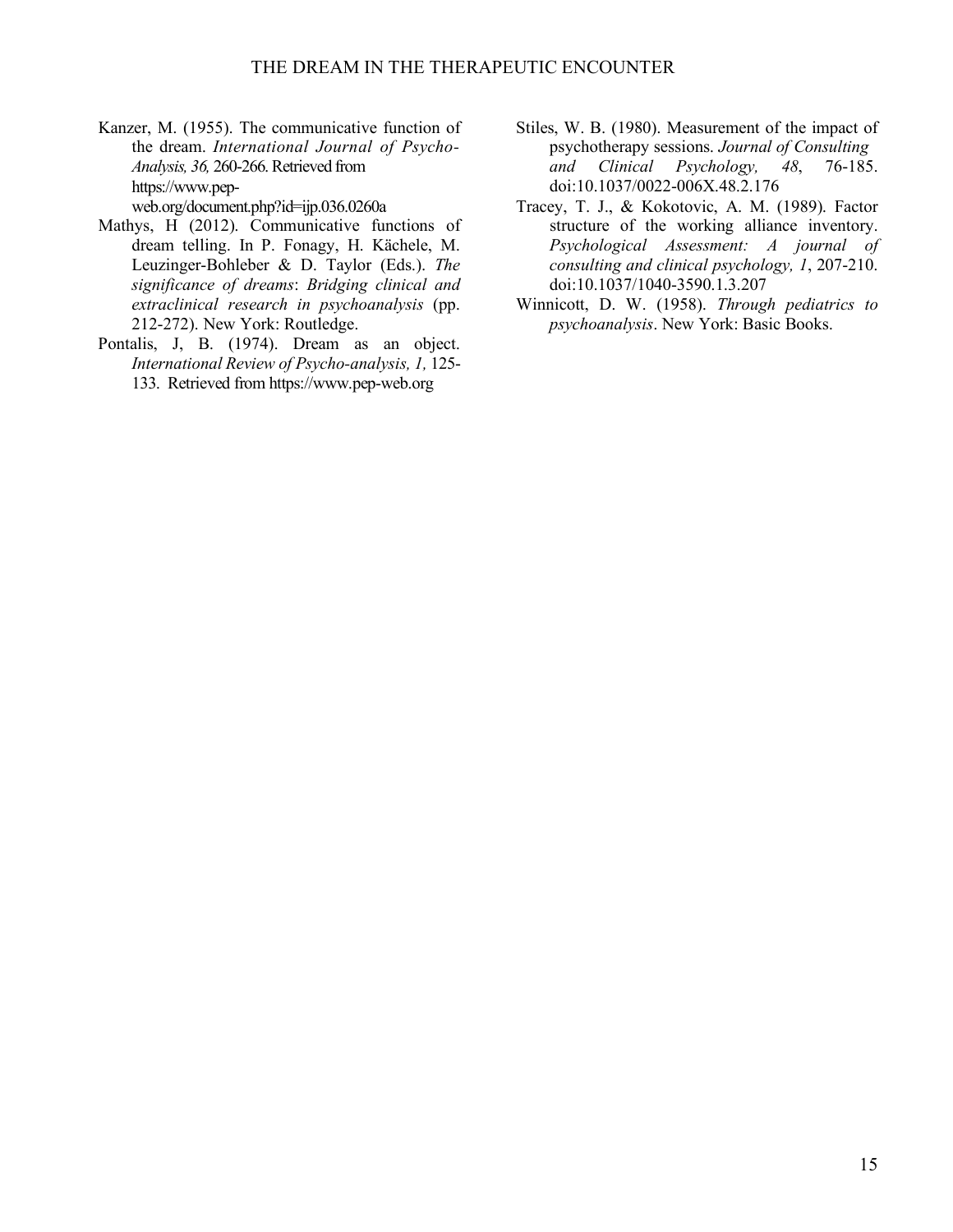Kanzer, M. (1955). The communicative function of the dream. *International Journal of Psycho-Analysis, 36,* 260-266. Retrieved from https://www.pep-web.org/document.php?id=ijp.036.0260a

Mathys, H (2012). Communicative functions of dream telling. In P. Fonagy, H. Kächele, M. Leuzinger-Bohleber & D. Taylor (Eds.). *The significance of dreams*: *Bridging clinical and extraclinical research in psychoanalysis* (pp. 212-272). New York: Routledge.

Pontalis, J, B. (1974). Dream as an object. *International Review of Psycho-analysis, 1,* 125-133. Retrieved from https://www.pep-web.org

Stiles, W. B. (1980). Measurement of the impact of psychotherapy sessions. *Journal of Consulting and Clinical Psychology, 48*, 76-185. doi:10.1037/0022-006X.48.2.176

Tracey, T. J., & Kokotovic, A. M. (1989). Factor structure of the working alliance inventory. *Psychological Assessment: A journal of consulting and clinical psychology, 1*, 207-210. doi:10.1037/1040-3590.1.3.207

Winnicott, D. W. (1958). *Through pediatrics to psychoanalysis*. New York: Basic Books.